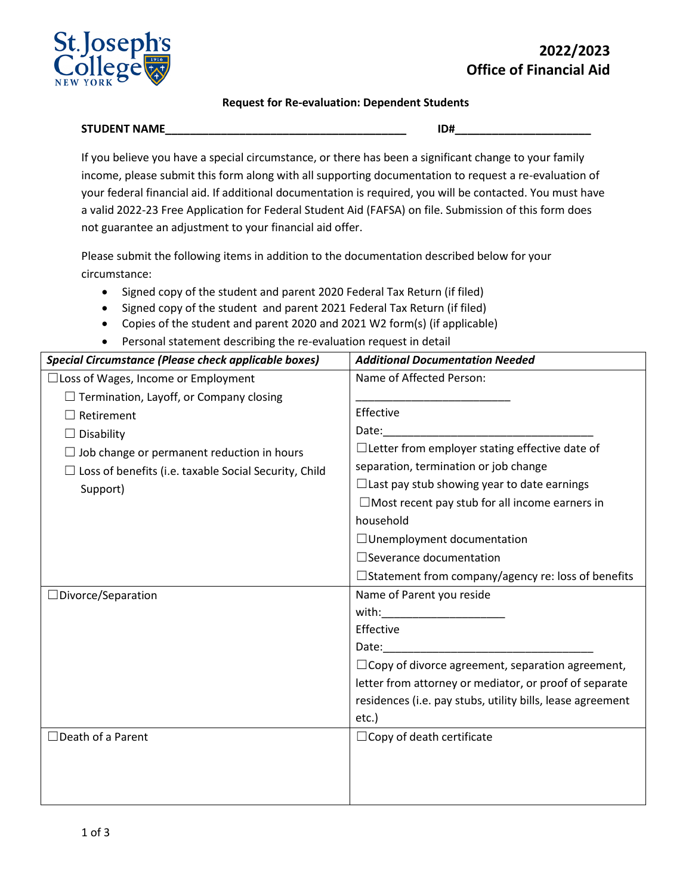St. Joseph's College NEW YORK

**2022/2023**
**Office of Financial Aid**

**Request for Re-evaluation: Dependent Students**

**STUDENT NAME**\_\_\_\_\_\_\_\_\_\_\_\_\_\_\_\_\_\_\_\_\_\_\_\_\_\_\_\_\_\_\_\_\_\_\_\_\_\_\_\_ **ID#**\_\_\_\_\_\_\_\_\_\_\_\_\_\_\_\_\_\_\_\_\_\_

If you believe you have a special circumstance, or there has been a significant change to your family income, please submit this form along with all supporting documentation to request a re-evaluation of your federal financial aid. If additional documentation is required, you will be contacted. You must have a valid 2022-23 Free Application for Federal Student Aid (FAFSA) on file. Submission of this form does not guarantee an adjustment to your financial aid offer.

Please submit the following items in addition to the documentation described below for your circumstance:

- Signed copy of the student and parent 2020 Federal Tax Return (if filed)
- Signed copy of the student and parent 2021 Federal Tax Return (if filed)
- Copies of the student and parent 2020 and 2021 W2 form(s) (if applicable)
- Personal statement describing the re-evaluation request in detail

| ***Special Circumstance (Please check applicable boxes)*** | ***Additional Documentation Needed*** |
|---|---|
| ☐Loss of Wages, Income or Employment<br>☐ Termination, Layoff, or Company closing<br>☐ Retirement<br>☐ Disability<br>☐ Job change or permanent reduction in hours<br>☐ Loss of benefits (i.e. taxable Social Security, Child Support) | Name of Affected Person: \_\_\_\_\_\_\_\_\_\_\_\_\_\_\_\_\_\_\_\_\_\_\_\_\_<br>Effective Date:\_\_\_\_\_\_\_\_\_\_\_\_\_\_\_\_\_\_\_\_\_\_\_\_\_\_\_\_\_\_\_\_\_\_\_<br>☐Letter from employer stating effective date of separation, termination or job change<br>☐Last pay stub showing year to date earnings<br>☐Most recent pay stub for all income earners in household<br>☐Unemployment documentation<br>☐Severance documentation<br>☐Statement from company/agency re: loss of benefits |
| ☐Divorce/Separation | Name of Parent you reside with:\_\_\_\_\_\_\_\_\_\_\_\_\_\_\_\_\_\_\_\_<br>Effective Date:\_\_\_\_\_\_\_\_\_\_\_\_\_\_\_\_\_\_\_\_\_\_\_\_\_\_\_\_\_\_\_\_\_\_\_<br>☐Copy of divorce agreement, separation agreement, letter from attorney or mediator, or proof of separate residences (i.e. pay stubs, utility bills, lease agreement etc.) |
| ☐Death of a Parent | ☐Copy of death certificate |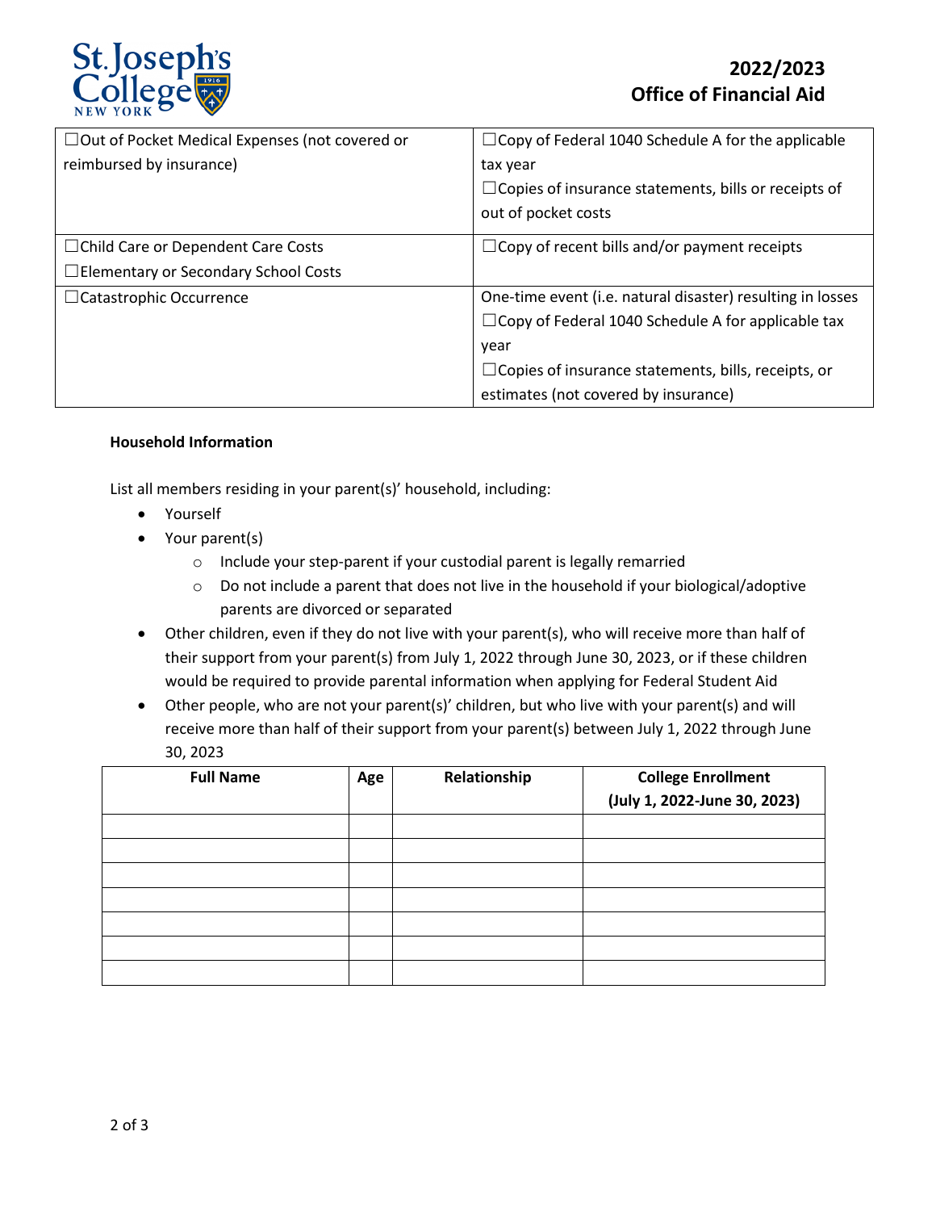**2022/2023**
**Office of Financial Aid**

| | |
|---|---|
| ☐Out of Pocket Medical Expenses (not covered or reimbursed by insurance) | ☐Copy of Federal 1040 Schedule A for the applicable tax year<br>☐Copies of insurance statements, bills or receipts of out of pocket costs |
| ☐Child Care or Dependent Care Costs<br>☐Elementary or Secondary School Costs | ☐Copy of recent bills and/or payment receipts |
| ☐Catastrophic Occurrence | One-time event (i.e. natural disaster) resulting in losses<br>☐Copy of Federal 1040 Schedule A for applicable tax year<br>☐Copies of insurance statements, bills, receipts, or estimates (not covered by insurance) |

**Household Information**

List all members residing in your parent(s)' household, including:

- Yourself
- Your parent(s)
  - Include your step-parent if your custodial parent is legally remarried
  - Do not include a parent that does not live in the household if your biological/adoptive parents are divorced or separated
- Other children, even if they do not live with your parent(s), who will receive more than half of their support from your parent(s) from July 1, 2022 through June 30, 2023, or if these children would be required to provide parental information when applying for Federal Student Aid
- Other people, who are not your parent(s)' children, but who live with your parent(s) and will receive more than half of their support from your parent(s) between July 1, 2022 through June 30, 2023

| Full Name | Age | Relationship | College Enrollment (July 1, 2022-June 30, 2023) |
|---|---|---|---|
| | | | |
| | | | |
| | | | |
| | | | |
| | | | |
| | | | |
| | | | |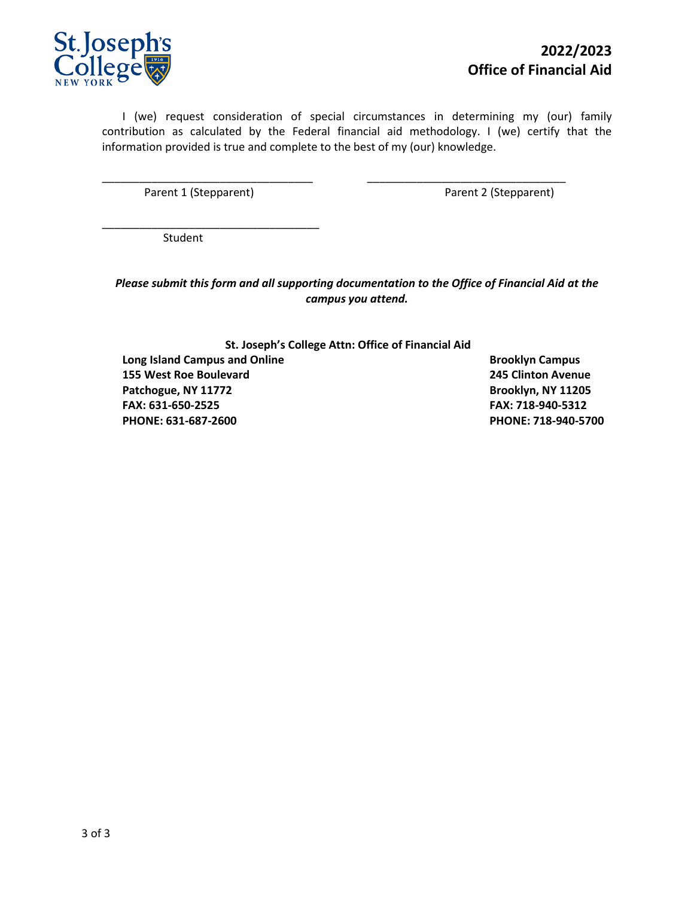I (we) request consideration of special circumstances in determining my (our) family contribution as calculated by the Federal financial aid methodology. I (we) certify that the information provided is true and complete to the best of my (our) knowledge.

\_\_\_\_\_\_\_\_\_\_\_\_\_\_\_\_\_\_\_\_\_\_\_\_\_\_\_\_\_\_\_\_\_\_\_\_ \_\_\_\_\_\_\_\_\_\_\_\_\_\_\_\_\_\_\_\_\_\_\_\_\_\_\_\_\_\_\_\_\_\_\_\_

Parent 1 (Stepparent) Parent 2 (Stepparent)

\_\_\_\_\_\_\_\_\_\_\_\_\_\_\_\_\_\_\_\_\_\_\_\_\_\_\_\_\_\_\_\_\_\_\_\_

Student

***Please submit this form and all supporting documentation to the Office of Financial Aid at the campus you attend.***

**St. Joseph's College Attn: Office of Financial Aid**

**Long Island Campus and Online**
**155 West Roe Boulevard**
**Patchogue, NY 11772**
**FAX: 631-650-2525**
**PHONE: 631-687-2600**

**Brooklyn Campus**
**245 Clinton Avenue**
**Brooklyn, NY 11205**
**FAX: 718-940-5312**
**PHONE: 718-940-5700**